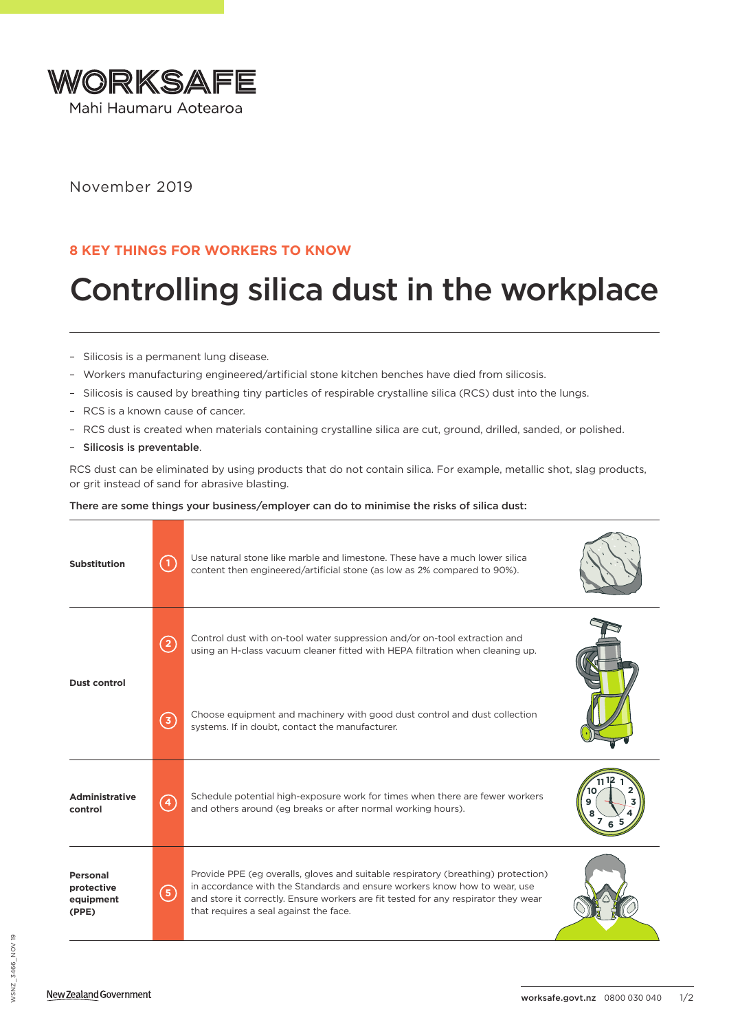WORKSAFE

Mahi Haumaru Aotearoa

November 2019

**8 KEY THINGS FOR WORKERS TO KNOW**

# Controlling silica dust in the workplace

- Silicosis is a permanent lung disease.
- Workers manufacturing engineered/artificial stone kitchen benches have died from silicosis.
- Silicosis is caused by breathing tiny particles of respirable crystalline silica (RCS) dust into the lungs.
- RCS is a known cause of cancer.
- RCS dust is created when materials containing crystalline silica are cut, ground, drilled, sanded, or polished.
- **Silicosis is preventable**.

RCS dust can be eliminated by using products that do not contain silica. For example, metallic shot, slag products, or grit instead of sand for abrasive blasting.

There are some things your business/employer can do to minimise the risks of silica dust:

| | | |
|---|---|---|
| **Substitution** | 1 | Use natural stone like marble and limestone. These have a much lower silica content then engineered/artificial stone (as low as 2% compared to 90%). |
| **Dust control** | 2 | Control dust with on-tool water suppression and/or on-tool extraction and using an H-class vacuum cleaner fitted with HEPA filtration when cleaning up. |
| | 3 | Choose equipment and machinery with good dust control and dust collection systems. If in doubt, contact the manufacturer. |
| **Administrative control** | 4 | Schedule potential high-exposure work for times when there are fewer workers and others around (eg breaks or after normal working hours). |
| **Personal protective equipment (PPE)** | 5 | Provide PPE (eg overalls, gloves and suitable respiratory (breathing) protection) in accordance with the Standards and ensure workers know how to wear, use and store it correctly. Ensure workers are fit tested for any respirator they wear that requires a seal against the face. |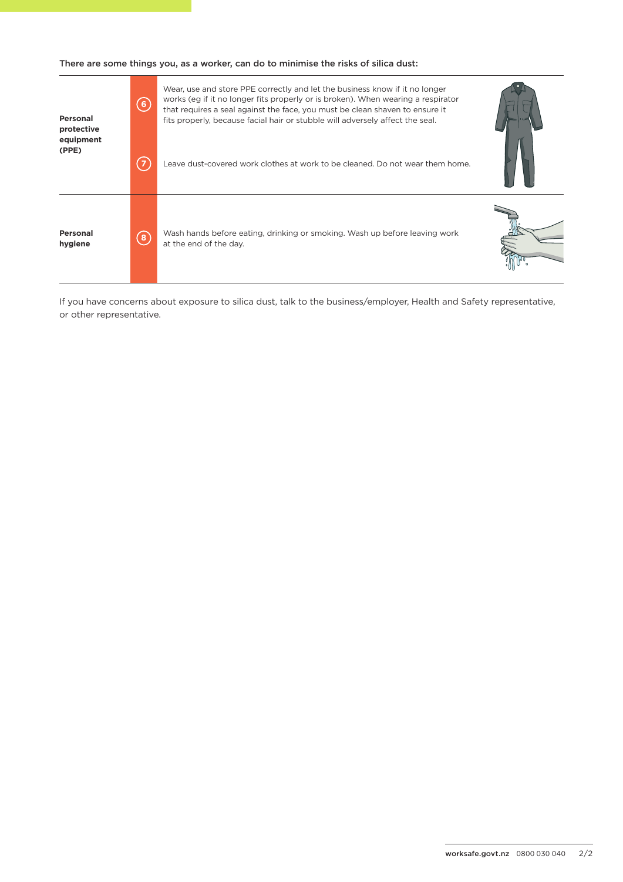**There are some things you, as a worker, can do to minimise the risks of silica dust:**

| | | |
|---|---|---|
| **Personal protective equipment (PPE)** | 6 | Wear, use and store PPE correctly and let the business know if it no longer works (eg if it no longer fits properly or is broken). When wearing a respirator that requires a seal against the face, you must be clean shaven to ensure it fits properly, because facial hair or stubble will adversely affect the seal. |
| | 7 | Leave dust-covered work clothes at work to be cleaned. Do not wear them home. |
| **Personal hygiene** | 8 | Wash hands before eating, drinking or smoking. Wash up before leaving work at the end of the day. |

If you have concerns about exposure to silica dust, talk to the business/employer, Health and Safety representative, or other representative.

worksafe.govt.nz 0800 030 040